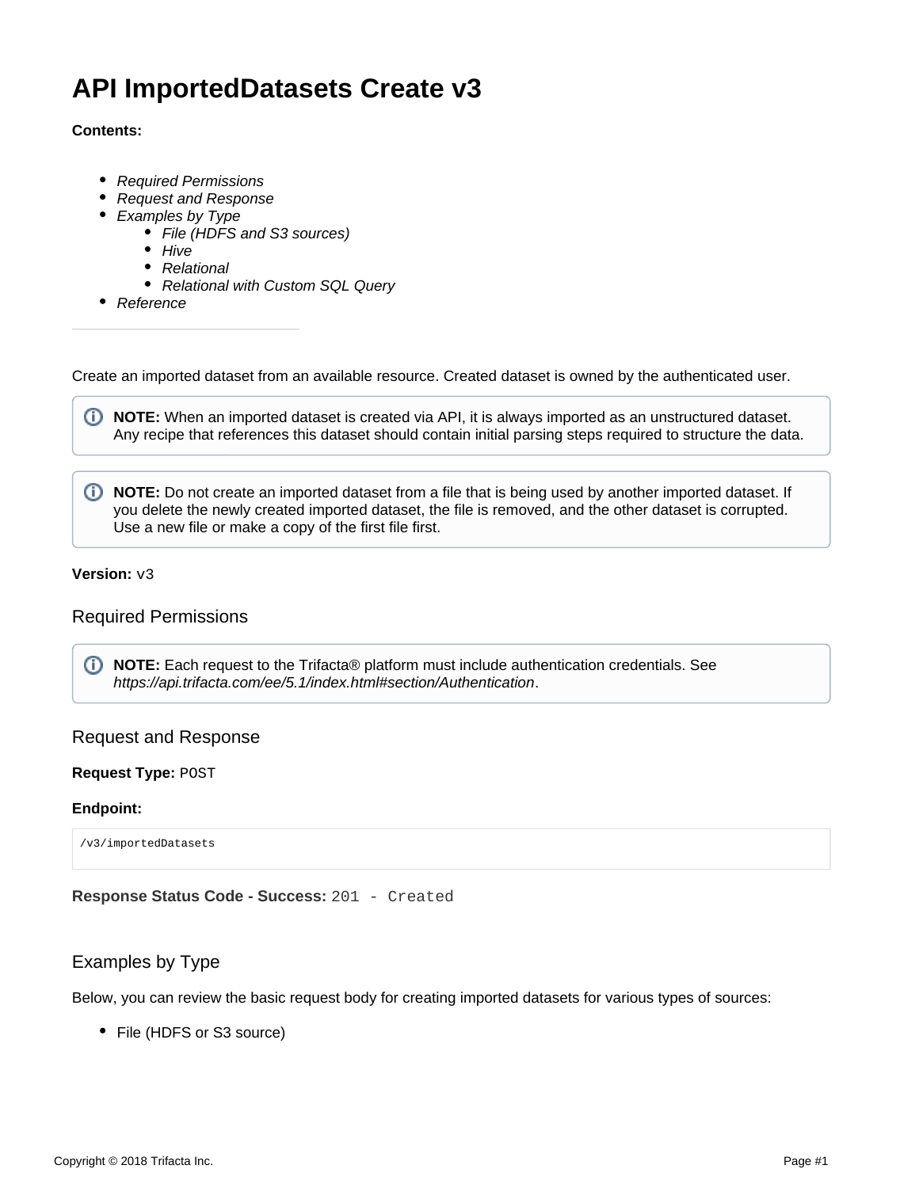# API ImportedDatasets Create v3

**Contents:**

- *Required Permissions*
- *Request and Response*
- *Examples by Type*
  - *File (HDFS and S3 sources)*
  - *Hive*
  - *Relational*
  - *Relational with Custom SQL Query*
- *Reference*

---

Create an imported dataset from an available resource. Created dataset is owned by the authenticated user.

> **NOTE:** When an imported dataset is created via API, it is always imported as an unstructured dataset. Any recipe that references this dataset should contain initial parsing steps required to structure the data.

> **NOTE:** Do not create an imported dataset from a file that is being used by another imported dataset. If you delete the newly created imported dataset, the file is removed, and the other dataset is corrupted. Use a new file or make a copy of the first file first.

**Version:** `v3`

## Required Permissions

> **NOTE:** Each request to the Trifacta® platform must include authentication credentials. See *https://api.trifacta.com/ee/5.1/index.html#section/Authentication*.

## Request and Response

**Request Type:** `POST`

**Endpoint:**

```
/v3/importedDatasets
```

**Response Status Code - Success:** `201 - Created`

## Examples by Type

Below, you can review the basic request body for creating imported datasets for various types of sources:

- File (HDFS or S3 source)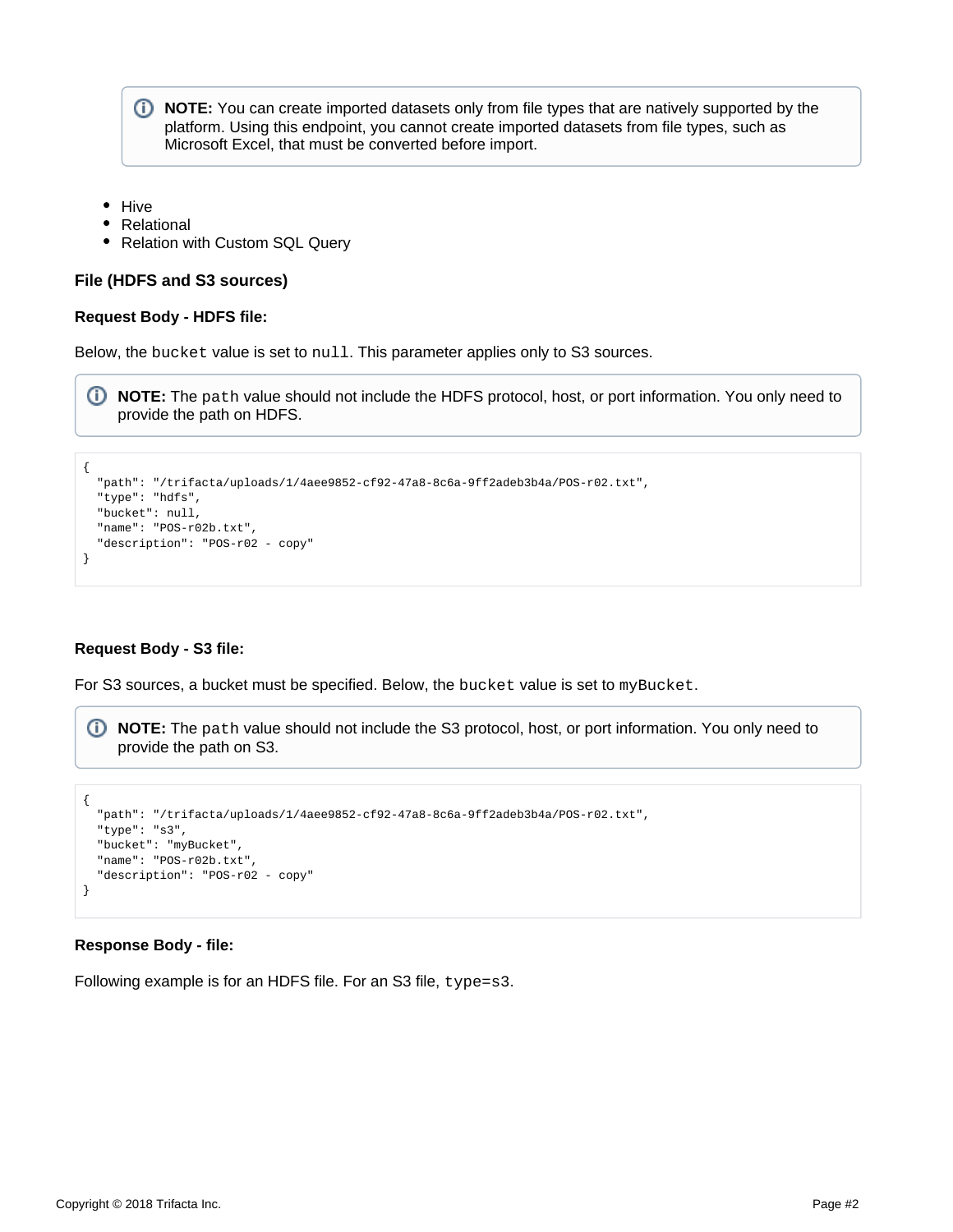> **NOTE:** You can create imported datasets only from file types that are natively supported by the platform. Using this endpoint, you cannot create imported datasets from file types, such as Microsoft Excel, that must be converted before import.

- Hive
- Relational
- Relation with Custom SQL Query

**File (HDFS and S3 sources)**

**Request Body - HDFS file:**

Below, the `bucket` value is set to `null`. This parameter applies only to S3 sources.

> **NOTE:** The `path` value should not include the HDFS protocol, host, or port information. You only need to provide the path on HDFS.

```
{
  "path": "/trifacta/uploads/1/4aee9852-cf92-47a8-8c6a-9ff2adeb3b4a/POS-r02.txt",
  "type": "hdfs",
  "bucket": null,
  "name": "POS-r02b.txt",
  "description": "POS-r02 - copy"
}
```

**Request Body - S3 file:**

For S3 sources, a bucket must be specified. Below, the `bucket` value is set to `myBucket`.

> **NOTE:** The `path` value should not include the S3 protocol, host, or port information. You only need to provide the path on S3.

```
{
  "path": "/trifacta/uploads/1/4aee9852-cf92-47a8-8c6a-9ff2adeb3b4a/POS-r02.txt",
  "type": "s3",
  "bucket": "myBucket",
  "name": "POS-r02b.txt",
  "description": "POS-r02 - copy"
}
```

**Response Body - file:**

Following example is for an HDFS file. For an S3 file, `type=s3`.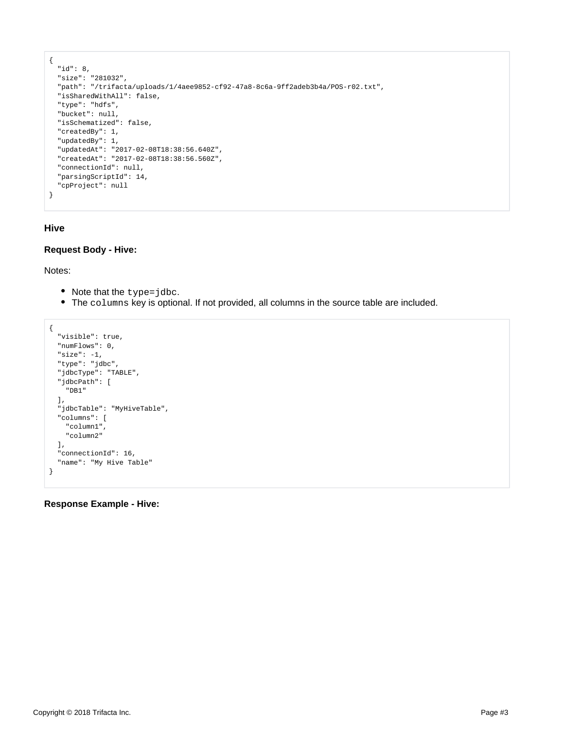```
{
  "id": 8,
  "size": "281032",
  "path": "/trifacta/uploads/1/4aee9852-cf92-47a8-8c6a-9ff2adeb3b4a/POS-r02.txt",
  "isSharedWithAll": false,
  "type": "hdfs",
  "bucket": null,
  "isSchematized": false,
  "createdBy": 1,
  "updatedBy": 1,
  "updatedAt": "2017-02-08T18:38:56.640Z",
  "createdAt": "2017-02-08T18:38:56.560Z",
  "connectionId": null,
  "parsingScriptId": 14,
  "cpProject": null
}
```

### Hive

**Request Body - Hive:**

Notes:

- Note that the `type=jdbc`.
- The `columns` key is optional. If not provided, all columns in the source table are included.

```
{
  "visible": true,
  "numFlows": 0,
  "size": -1,
  "type": "jdbc",
  "jdbcType": "TABLE",
  "jdbcPath": [
    "DB1"
  ],
  "jdbcTable": "MyHiveTable",
  "columns": [
    "column1",
    "column2"
  ],
  "connectionId": 16,
  "name": "My Hive Table"
}
```

**Response Example - Hive:**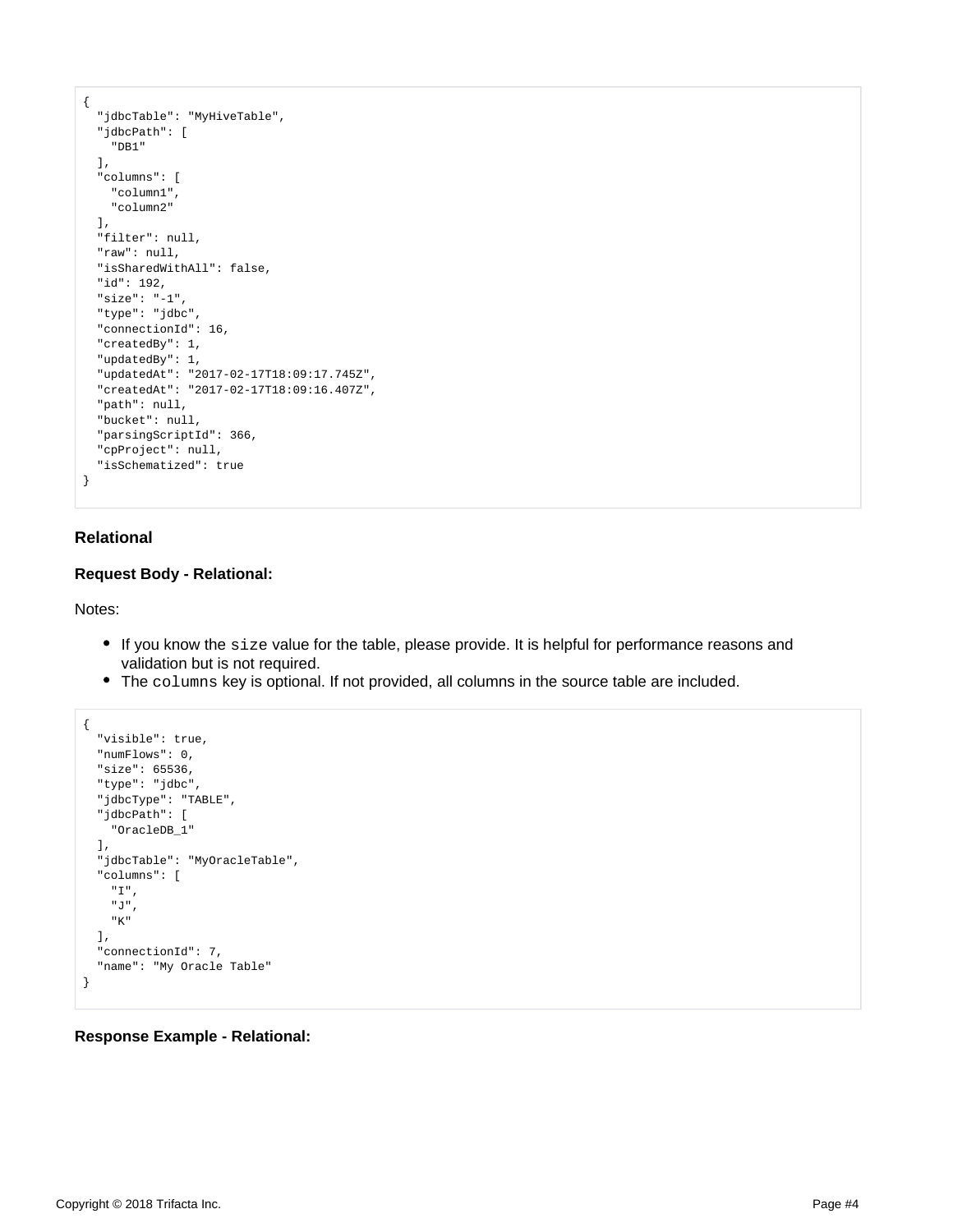```
{
  "jdbcTable": "MyHiveTable",
  "jdbcPath": [
    "DB1"
  ],
  "columns": [
    "column1",
    "column2"
  ],
  "filter": null,
  "raw": null,
  "isSharedWithAll": false,
  "id": 192,
  "size": "-1",
  "type": "jdbc",
  "connectionId": 16,
  "createdBy": 1,
  "updatedBy": 1,
  "updatedAt": "2017-02-17T18:09:17.745Z",
  "createdAt": "2017-02-17T18:09:16.407Z",
  "path": null,
  "bucket": null,
  "parsingScriptId": 366,
  "cpProject": null,
  "isSchematized": true
}
```

**Relational**

**Request Body - Relational:**

Notes:

- If you know the `size` value for the table, please provide. It is helpful for performance reasons and validation but is not required.
- The `columns` key is optional. If not provided, all columns in the source table are included.

```
{
  "visible": true,
  "numFlows": 0,
  "size": 65536,
  "type": "jdbc",
  "jdbcType": "TABLE",
  "jdbcPath": [
    "OracleDB_1"
  ],
  "jdbcTable": "MyOracleTable",
  "columns": [
    "I",
    "J",
    "K"
  ],
  "connectionId": 7,
  "name": "My Oracle Table"
}
```

**Response Example - Relational:**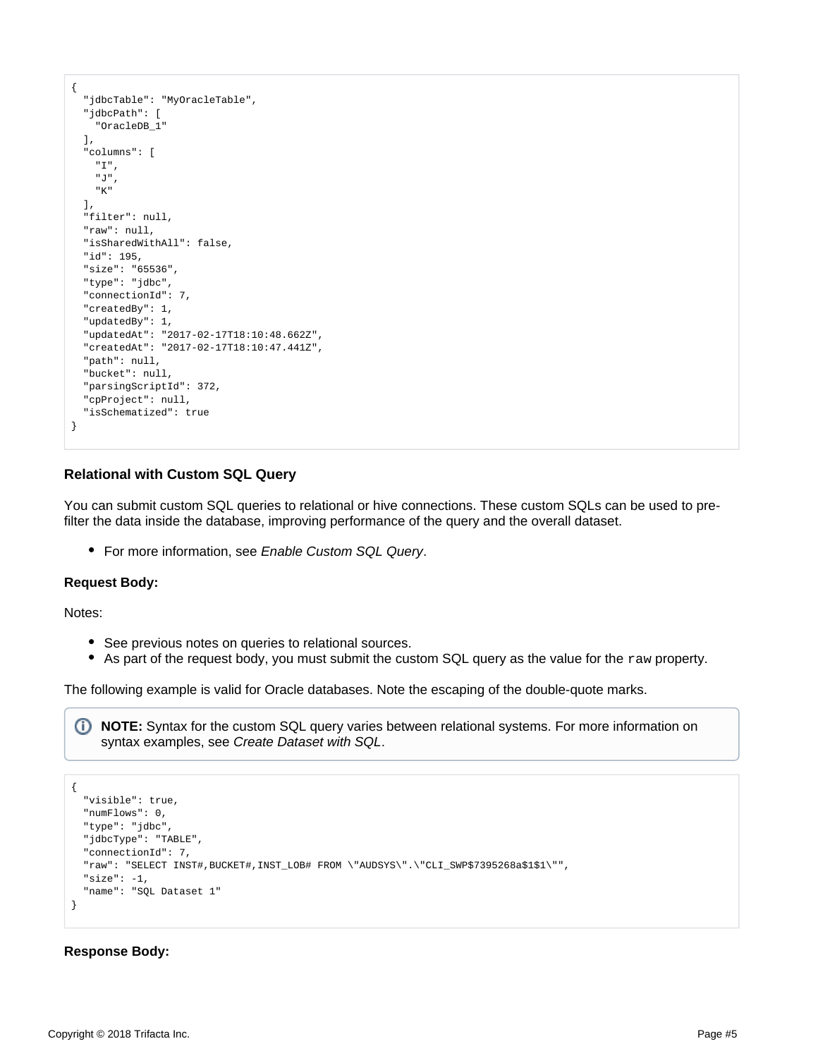```
{
  "jdbcTable": "MyOracleTable",
  "jdbcPath": [
    "OracleDB_1"
  ],
  "columns": [
    "I",
    "J",
    "K"
  ],
  "filter": null,
  "raw": null,
  "isSharedWithAll": false,
  "id": 195,
  "size": "65536",
  "type": "jdbc",
  "connectionId": 7,
  "createdBy": 1,
  "updatedBy": 1,
  "updatedAt": "2017-02-17T18:10:48.662Z",
  "createdAt": "2017-02-17T18:10:47.441Z",
  "path": null,
  "bucket": null,
  "parsingScriptId": 372,
  "cpProject": null,
  "isSchematized": true
}
```

#### Relational with Custom SQL Query

You can submit custom SQL queries to relational or hive connections. These custom SQLs can be used to pre-filter the data inside the database, improving performance of the query and the overall dataset.

- For more information, see *Enable Custom SQL Query*.

**Request Body:**

Notes:

- See previous notes on queries to relational sources.
- As part of the request body, you must submit the custom SQL query as the value for the `raw` property.

The following example is valid for Oracle databases. Note the escaping of the double-quote marks.

> **NOTE:** Syntax for the custom SQL query varies between relational systems. For more information on syntax examples, see *Create Dataset with SQL*.

```
{
  "visible": true,
  "numFlows": 0,
  "type": "jdbc",
  "jdbcType": "TABLE",
  "connectionId": 7,
  "raw": "SELECT INST#,BUCKET#,INST_LOB# FROM \"AUDSYS\".\"CLI_SWP$7395268a$1$1\"",
  "size": -1,
  "name": "SQL Dataset 1"
}
```

**Response Body:**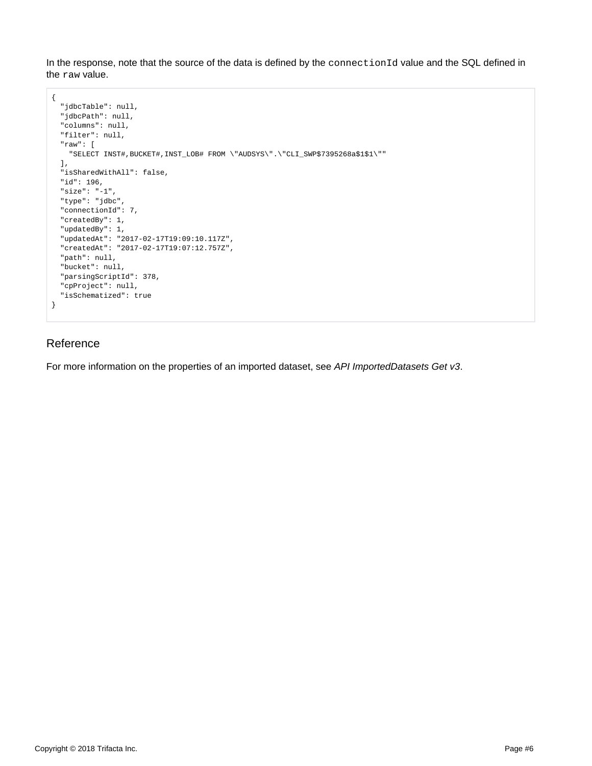In the response, note that the source of the data is defined by the `connectionId` value and the SQL defined in the `raw` value.

```
{
  "jdbcTable": null,
  "jdbcPath": null,
  "columns": null,
  "filter": null,
  "raw": [
    "SELECT INST#,BUCKET#,INST_LOB# FROM \"AUDSYS\".\"CLI_SWP$7395268a$1$1\""
  ],
  "isSharedWithAll": false,
  "id": 196,
  "size": "-1",
  "type": "jdbc",
  "connectionId": 7,
  "createdBy": 1,
  "updatedBy": 1,
  "updatedAt": "2017-02-17T19:09:10.117Z",
  "createdAt": "2017-02-17T19:07:12.757Z",
  "path": null,
  "bucket": null,
  "parsingScriptId": 378,
  "cpProject": null,
  "isSchematized": true
}
```

## Reference

For more information on the properties of an imported dataset, see *API ImportedDatasets Get v3*.